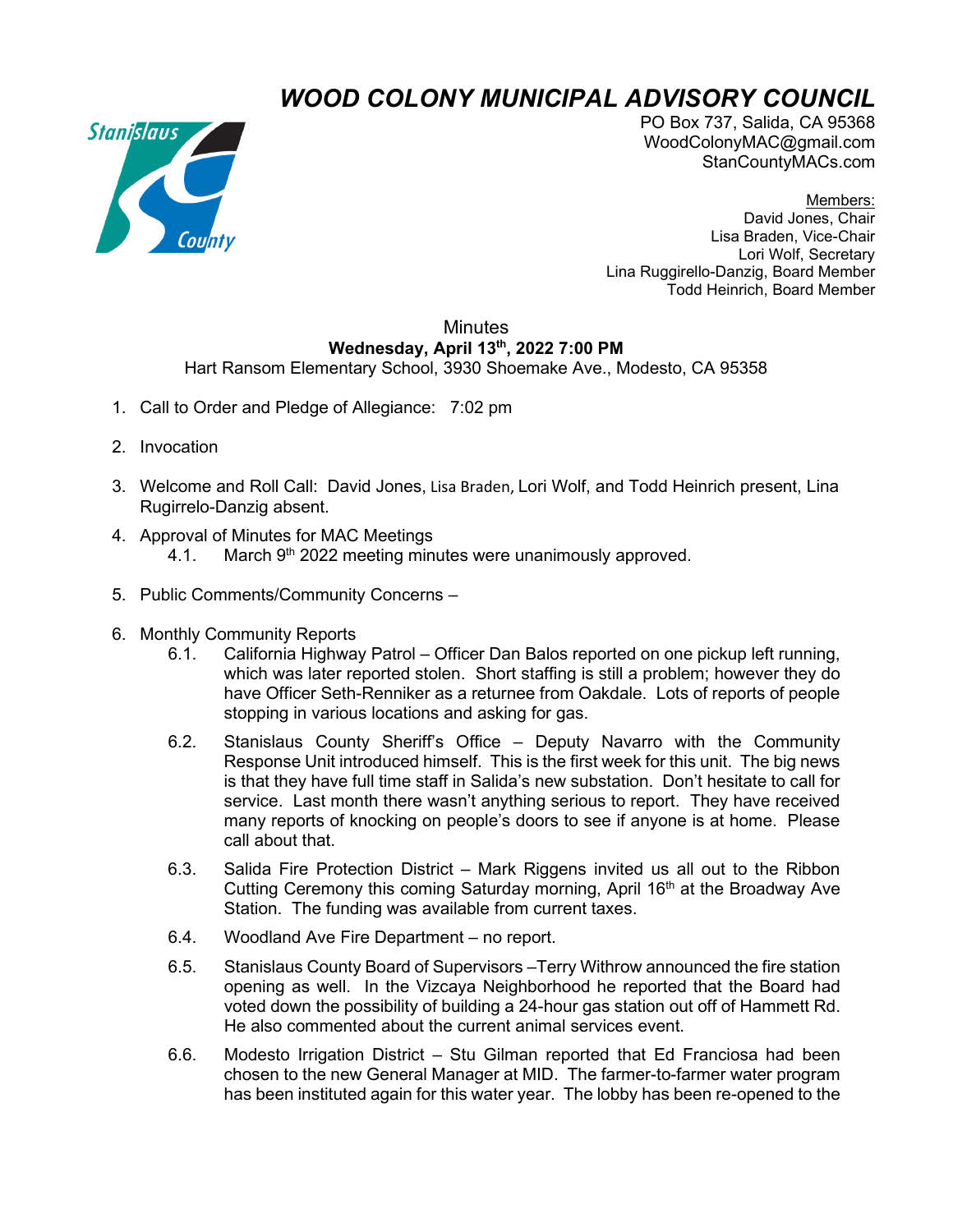# *WOOD COLONY MUNICIPAL ADVISORY COUNCIL*

PO Box 737, Salida, CA 95368
WoodColonyMAC@gmail.com
StanCountyMACs.com

Members:
David Jones, Chair
Lisa Braden, Vice-Chair
Lori Wolf, Secretary
Lina Ruggirello-Danzig, Board Member
Todd Heinrich, Board Member

Minutes
**Wednesday, April 13th, 2022 7:00 PM**
Hart Ransom Elementary School, 3930 Shoemake Ave., Modesto, CA 95358

1. Call to Order and Pledge of Allegiance: 7:02 pm

2. Invocation

3. Welcome and Roll Call: David Jones, Lisa Braden, Lori Wolf, and Todd Heinrich present, Lina Rugirrelo-Danzig absent.

4. Approval of Minutes for MAC Meetings
   4.1. March 9th 2022 meeting minutes were unanimously approved.

5. Public Comments/Community Concerns –

6. Monthly Community Reports
   6.1. California Highway Patrol – Officer Dan Balos reported on one pickup left running, which was later reported stolen. Short staffing is still a problem; however they do have Officer Seth-Renniker as a returnee from Oakdale. Lots of reports of people stopping in various locations and asking for gas.
   6.2. Stanislaus County Sheriff's Office – Deputy Navarro with the Community Response Unit introduced himself. This is the first week for this unit. The big news is that they have full time staff in Salida's new substation. Don't hesitate to call for service. Last month there wasn't anything serious to report. They have received many reports of knocking on people's doors to see if anyone is at home. Please call about that.
   6.3. Salida Fire Protection District – Mark Riggens invited us all out to the Ribbon Cutting Ceremony this coming Saturday morning, April 16th at the Broadway Ave Station. The funding was available from current taxes.
   6.4. Woodland Ave Fire Department – no report.
   6.5. Stanislaus County Board of Supervisors –Terry Withrow announced the fire station opening as well. In the Vizcaya Neighborhood he reported that the Board had voted down the possibility of building a 24-hour gas station out off of Hammett Rd. He also commented about the current animal services event.
   6.6. Modesto Irrigation District – Stu Gilman reported that Ed Franciosa had been chosen to the new General Manager at MID. The farmer-to-farmer water program has been instituted again for this water year. The lobby has been re-opened to the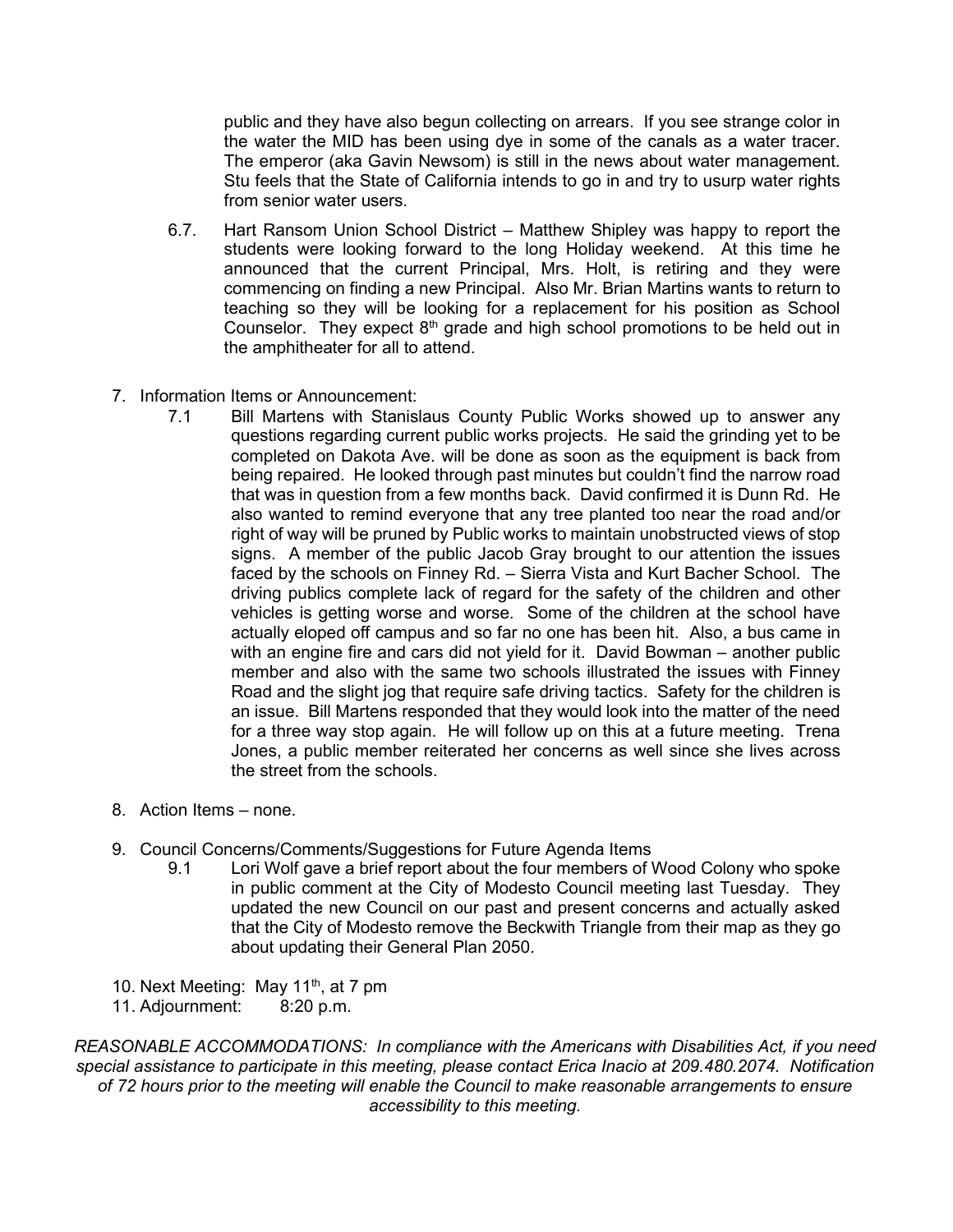public and they have also begun collecting on arrears. If you see strange color in the water the MID has been using dye in some of the canals as a water tracer. The emperor (aka Gavin Newsom) is still in the news about water management. Stu feels that the State of California intends to go in and try to usurp water rights from senior water users.

6.7. Hart Ransom Union School District – Matthew Shipley was happy to report the students were looking forward to the long Holiday weekend. At this time he announced that the current Principal, Mrs. Holt, is retiring and they were commencing on finding a new Principal. Also Mr. Brian Martins wants to return to teaching so they will be looking for a replacement for his position as School Counselor. They expect 8th grade and high school promotions to be held out in the amphitheater for all to attend.

7. Information Items or Announcement:
   7.1 Bill Martens with Stanislaus County Public Works showed up to answer any questions regarding current public works projects. He said the grinding yet to be completed on Dakota Ave. will be done as soon as the equipment is back from being repaired. He looked through past minutes but couldn't find the narrow road that was in question from a few months back. David confirmed it is Dunn Rd. He also wanted to remind everyone that any tree planted too near the road and/or right of way will be pruned by Public works to maintain unobstructed views of stop signs. A member of the public Jacob Gray brought to our attention the issues faced by the schools on Finney Rd. – Sierra Vista and Kurt Bacher School. The driving publics complete lack of regard for the safety of the children and other vehicles is getting worse and worse. Some of the children at the school have actually eloped off campus and so far no one has been hit. Also, a bus came in with an engine fire and cars did not yield for it. David Bowman – another public member and also with the same two schools illustrated the issues with Finney Road and the slight jog that require safe driving tactics. Safety for the children is an issue. Bill Martens responded that they would look into the matter of the need for a three way stop again. He will follow up on this at a future meeting. Trena Jones, a public member reiterated her concerns as well since she lives across the street from the schools.

8. Action Items – none.

9. Council Concerns/Comments/Suggestions for Future Agenda Items
   9.1 Lori Wolf gave a brief report about the four members of Wood Colony who spoke in public comment at the City of Modesto Council meeting last Tuesday. They updated the new Council on our past and present concerns and actually asked that the City of Modesto remove the Beckwith Triangle from their map as they go about updating their General Plan 2050.

10. Next Meeting: May 11th, at 7 pm
11. Adjournment: 8:20 p.m.

*REASONABLE ACCOMMODATIONS: In compliance with the Americans with Disabilities Act, if you need special assistance to participate in this meeting, please contact Erica Inacio at 209.480.2074. Notification of 72 hours prior to the meeting will enable the Council to make reasonable arrangements to ensure accessibility to this meeting.*